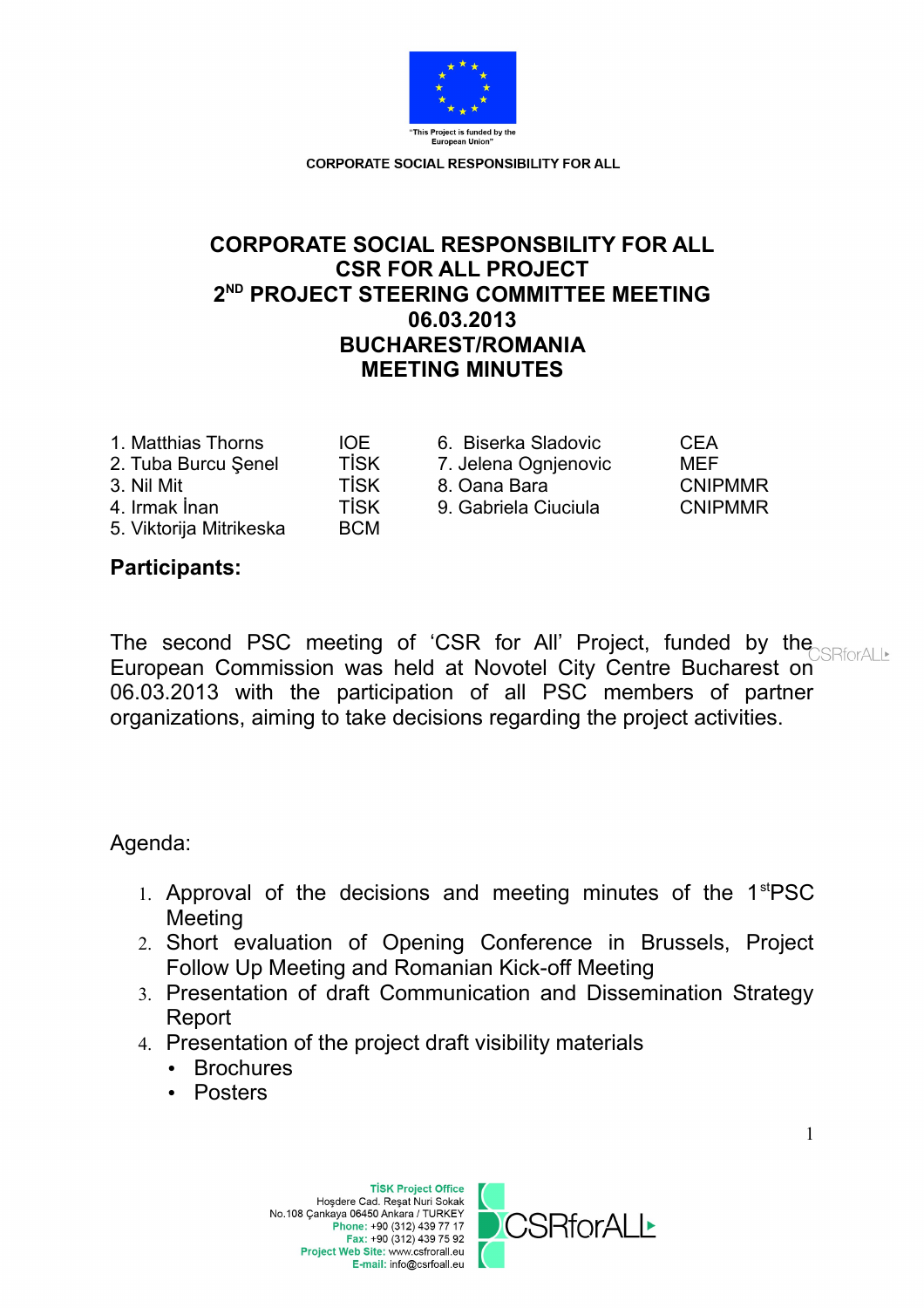"This Project is funded by the European Union"

CORPORATE SOCIAL RESPONSIBILITY FOR ALL

# CORPORATE SOCIAL RESPONSBILITY FOR ALL
# CSR FOR ALL PROJECT
# 2ND PROJECT STEERING COMMITTEE MEETING
# 06.03.2013
# BUCHAREST/ROMANIA
# MEETING MINUTES

| | | | |
|---|---|---|---|
| 1. Matthias Thorns | IOE | 6. Biserka Sladovic | CEA |
| 2. Tuba Burcu Şenel | TİSK | 7. Jelena Ognjenovic | MEF |
| 3. Nil Mit | TİSK | 8. Oana Bara | CNIPMMR |
| 4. Irmak İnan | TİSK | 9. Gabriela Ciuciula | CNIPMMR |
| 5. Viktorija Mitrikeska | BCM | | |

**Participants:**

The second PSC meeting of 'CSR for All' Project, funded by the European Commission was held at Novotel City Centre Bucharest on 06.03.2013 with the participation of all PSC members of partner organizations, aiming to take decisions regarding the project activities.

Agenda:

1. Approval of the decisions and meeting minutes of the 1stPSC Meeting
2. Short evaluation of Opening Conference in Brussels, Project Follow Up Meeting and Romanian Kick-off Meeting
3. Presentation of draft Communication and Dissemination Strategy Report
4. Presentation of the project draft visibility materials
   - Brochures
   - Posters

TİSK Project Office
Hoşdere Cad. Reşat Nuri Sokak
No.108 Çankaya 06450 Ankara / TURKEY
Phone: +90 (312) 439 77 17
Fax: +90 (312) 439 75 92
Project Web Site: www.csfrorall.eu
E-mail: info@csrfoall.eu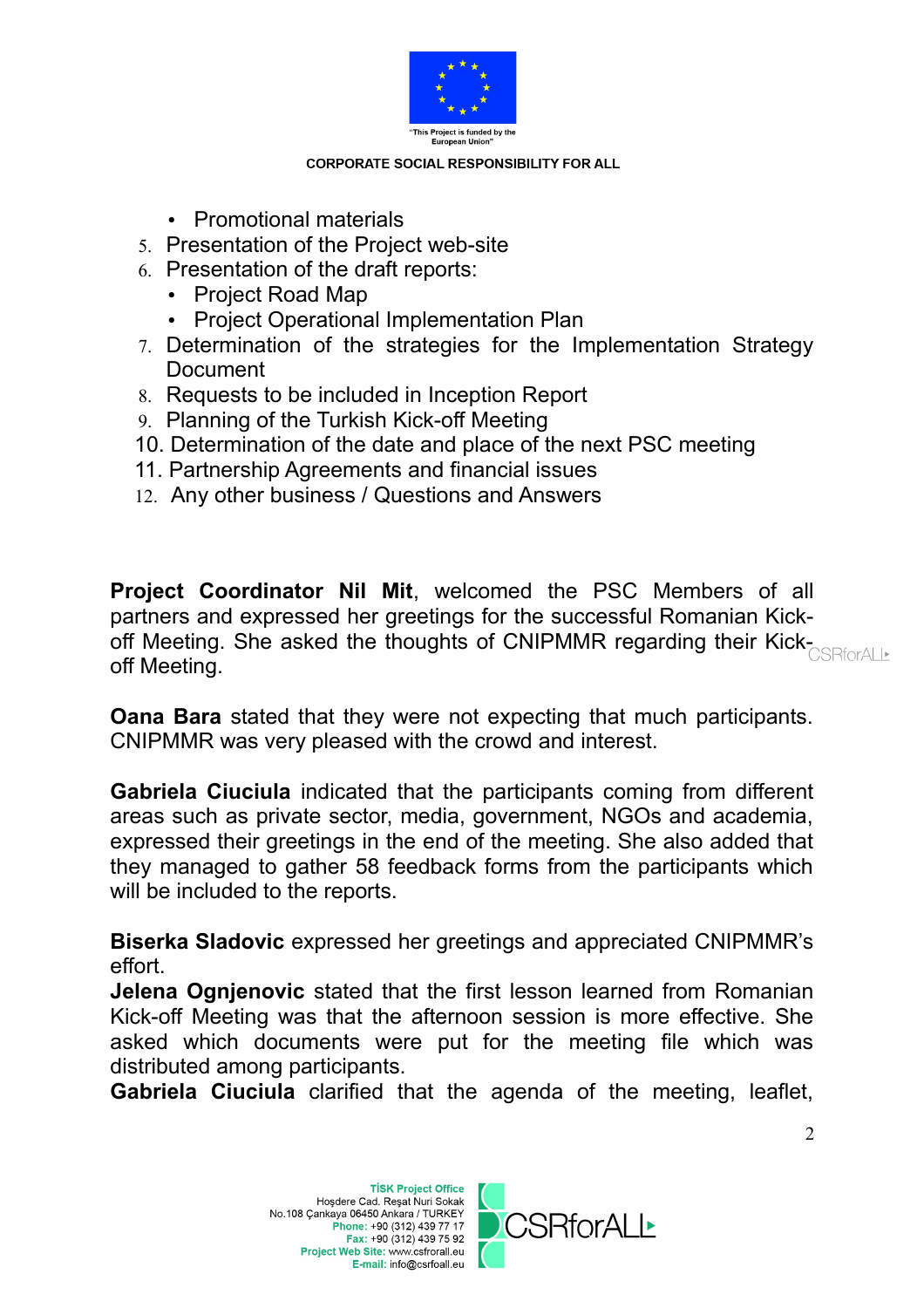- Promotional materials

5. Presentation of the Project web-site
6. Presentation of the draft reports:
   - Project Road Map
   - Project Operational Implementation Plan
7. Determination of the strategies for the Implementation Strategy Document
8. Requests to be included in Inception Report
9. Planning of the Turkish Kick-off Meeting
10. Determination of the date and place of the next PSC meeting
11. Partnership Agreements and financial issues
12. Any other business / Questions and Answers

**Project Coordinator Nil Mit**, welcomed the PSC Members of all partners and expressed her greetings for the successful Romanian Kick-off Meeting. She asked the thoughts of CNIPMMR regarding their Kick-off Meeting.

**Oana Bara** stated that they were not expecting that much participants. CNIPMMR was very pleased with the crowd and interest.

**Gabriela Ciuciula** indicated that the participants coming from different areas such as private sector, media, government, NGOs and academia, expressed their greetings in the end of the meeting. She also added that they managed to gather 58 feedback forms from the participants which will be included to the reports.

**Biserka Sladovic** expressed her greetings and appreciated CNIPMMR's effort.

**Jelena Ognjenovic** stated that the first lesson learned from Romanian Kick-off Meeting was that the afternoon session is more effective. She asked which documents were put for the meeting file which was distributed among participants.

**Gabriela Ciuciula** clarified that the agenda of the meeting, leaflet,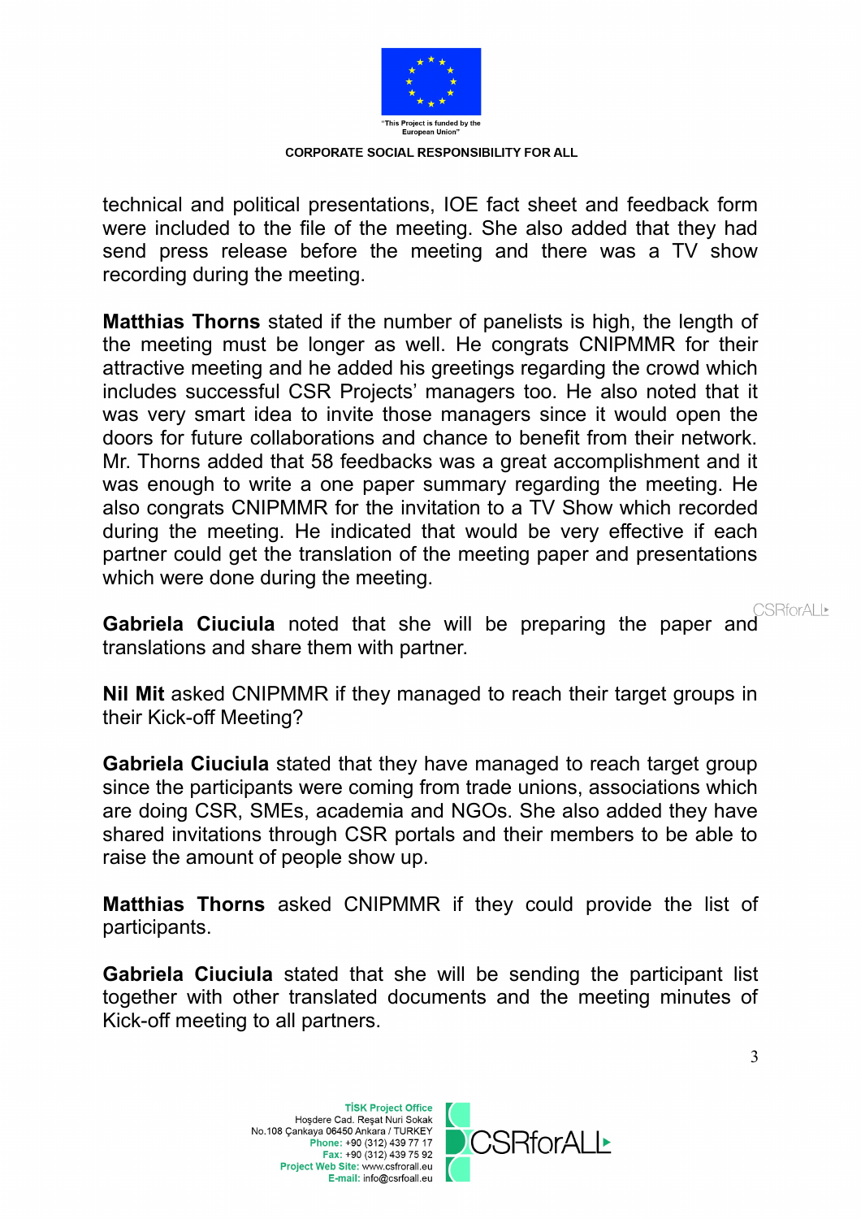technical and political presentations, IOE fact sheet and feedback form were included to the file of the meeting. She also added that they had send press release before the meeting and there was a TV show recording during the meeting.

**Matthias Thorns** stated if the number of panelists is high, the length of the meeting must be longer as well. He congrats CNIPMMR for their attractive meeting and he added his greetings regarding the crowd which includes successful CSR Projects' managers too. He also noted that it was very smart idea to invite those managers since it would open the doors for future collaborations and chance to benefit from their network. Mr. Thorns added that 58 feedbacks was a great accomplishment and it was enough to write a one paper summary regarding the meeting. He also congrats CNIPMMR for the invitation to a TV Show which recorded during the meeting. He indicated that would be very effective if each partner could get the translation of the meeting paper and presentations which were done during the meeting.

**Gabriela Ciuciula** noted that she will be preparing the paper and translations and share them with partner.

**Nil Mit** asked CNIPMMR if they managed to reach their target groups in their Kick-off Meeting?

**Gabriela Ciuciula** stated that they have managed to reach target group since the participants were coming from trade unions, associations which are doing CSR, SMEs, academia and NGOs. She also added they have shared invitations through CSR portals and their members to be able to raise the amount of people show up.

**Matthias Thorns** asked CNIPMMR if they could provide the list of participants.

**Gabriela Ciuciula** stated that she will be sending the participant list together with other translated documents and the meeting minutes of Kick-off meeting to all partners.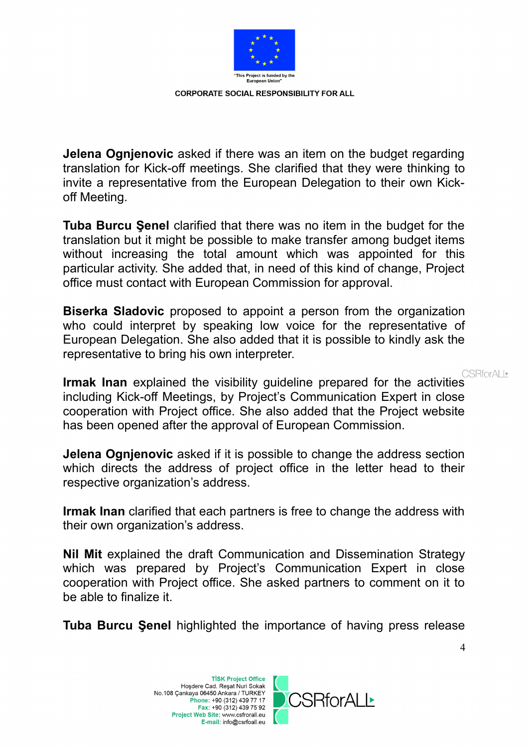**Jelena Ognjenovic** asked if there was an item on the budget regarding translation for Kick-off meetings. She clarified that they were thinking to invite a representative from the European Delegation to their own Kick-off Meeting.

**Tuba Burcu Şenel** clarified that there was no item in the budget for the translation but it might be possible to make transfer among budget items without increasing the total amount which was appointed for this particular activity. She added that, in need of this kind of change, Project office must contact with European Commission for approval.

**Biserka Sladovic** proposed to appoint a person from the organization who could interpret by speaking low voice for the representative of European Delegation. She also added that it is possible to kindly ask the representative to bring his own interpreter.

**Irmak Inan** explained the visibility guideline prepared for the activities including Kick-off Meetings, by Project's Communication Expert in close cooperation with Project office. She also added that the Project website has been opened after the approval of European Commission.

**Jelena Ognjenovic** asked if it is possible to change the address section which directs the address of project office in the letter head to their respective organization's address.

**Irmak Inan** clarified that each partners is free to change the address with their own organization's address.

**Nil Mit** explained the draft Communication and Dissemination Strategy which was prepared by Project's Communication Expert in close cooperation with Project office. She asked partners to comment on it to be able to finalize it.

**Tuba Burcu Şenel** highlighted the importance of having press release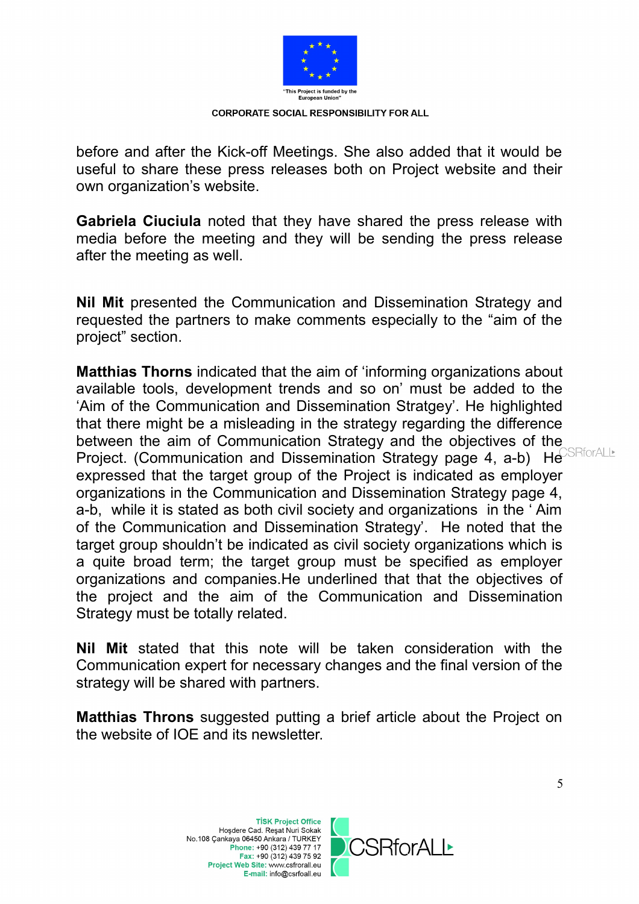before and after the Kick-off Meetings. She also added that it would be useful to share these press releases both on Project website and their own organization's website.

**Gabriela Ciuciula** noted that they have shared the press release with media before the meeting and they will be sending the press release after the meeting as well.

**Nil Mit** presented the Communication and Dissemination Strategy and requested the partners to make comments especially to the "aim of the project" section.

**Matthias Thorns** indicated that the aim of 'informing organizations about available tools, development trends and so on' must be added to the 'Aim of the Communication and Dissemination Stratgey'. He highlighted that there might be a misleading in the strategy regarding the difference between the aim of Communication Strategy and the objectives of the Project. (Communication and Dissemination Strategy page 4, a-b) He expressed that the target group of the Project is indicated as employer organizations in the Communication and Dissemination Strategy page 4, a-b, while it is stated as both civil society and organizations in the ' Aim of the Communication and Dissemination Strategy'. He noted that the target group shouldn't be indicated as civil society organizations which is a quite broad term; the target group must be specified as employer organizations and companies.He underlined that that the objectives of the project and the aim of the Communication and Dissemination Strategy must be totally related.

**Nil Mit** stated that this note will be taken consideration with the Communication expert for necessary changes and the final version of the strategy will be shared with partners.

**Matthias Throns** suggested putting a brief article about the Project on the website of IOE and its newsletter.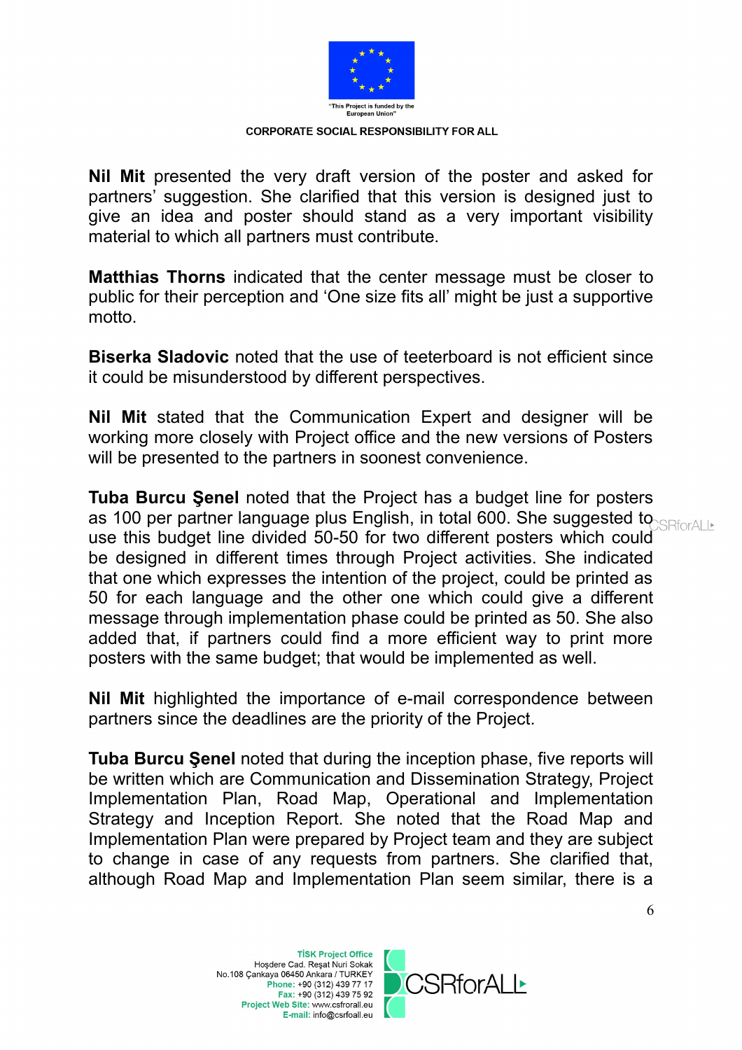**Nil Mit** presented the very draft version of the poster and asked for partners' suggestion. She clarified that this version is designed just to give an idea and poster should stand as a very important visibility material to which all partners must contribute.

**Matthias Thorns** indicated that the center message must be closer to public for their perception and 'One size fits all' might be just a supportive motto.

**Biserka Sladovic** noted that the use of teeterboard is not efficient since it could be misunderstood by different perspectives.

**Nil Mit** stated that the Communication Expert and designer will be working more closely with Project office and the new versions of Posters will be presented to the partners in soonest convenience.

**Tuba Burcu Şenel** noted that the Project has a budget line for posters as 100 per partner language plus English, in total 600. She suggested to use this budget line divided 50-50 for two different posters which could be designed in different times through Project activities. She indicated that one which expresses the intention of the project, could be printed as 50 for each language and the other one which could give a different message through implementation phase could be printed as 50. She also added that, if partners could find a more efficient way to print more posters with the same budget; that would be implemented as well.

**Nil Mit** highlighted the importance of e-mail correspondence between partners since the deadlines are the priority of the Project.

**Tuba Burcu Şenel** noted that during the inception phase, five reports will be written which are Communication and Dissemination Strategy, Project Implementation Plan, Road Map, Operational and Implementation Strategy and Inception Report. She noted that the Road Map and Implementation Plan were prepared by Project team and they are subject to change in case of any requests from partners. She clarified that, although Road Map and Implementation Plan seem similar, there is a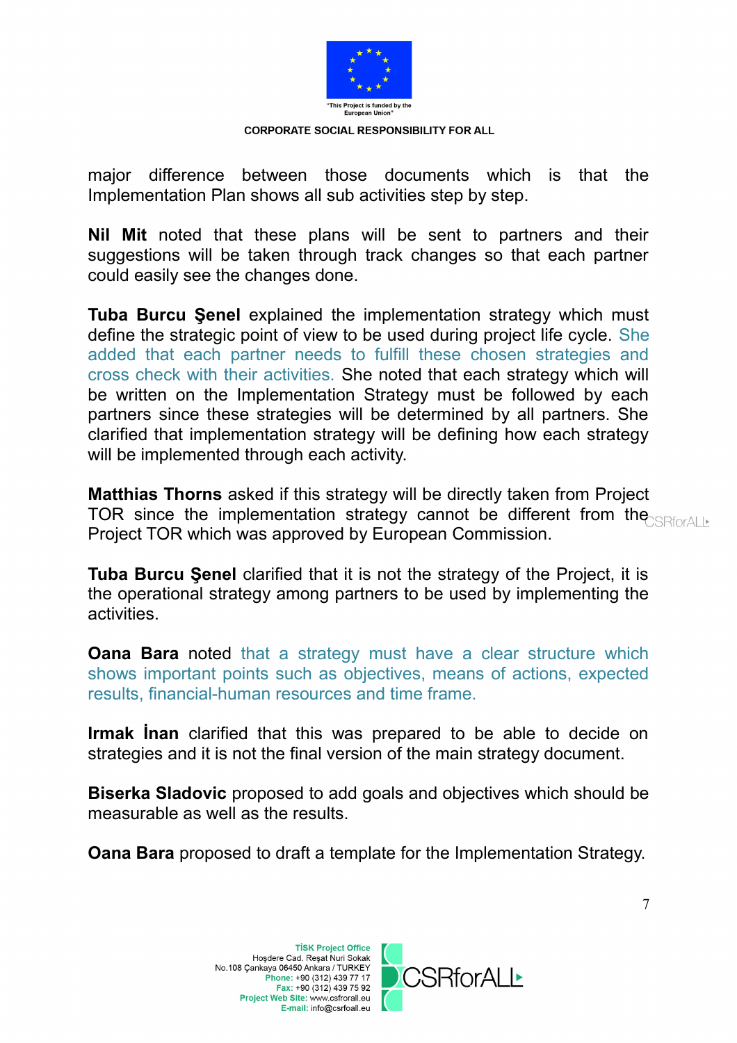major difference between those documents which is that the Implementation Plan shows all sub activities step by step.

**Nil Mit** noted that these plans will be sent to partners and their suggestions will be taken through track changes so that each partner could easily see the changes done.

**Tuba Burcu Şenel** explained the implementation strategy which must define the strategic point of view to be used during project life cycle. She added that each partner needs to fulfill these chosen strategies and cross check with their activities. She noted that each strategy which will be written on the Implementation Strategy must be followed by each partners since these strategies will be determined by all partners. She clarified that implementation strategy will be defining how each strategy will be implemented through each activity.

**Matthias Thorns** asked if this strategy will be directly taken from Project TOR since the implementation strategy cannot be different from the Project TOR which was approved by European Commission.

**Tuba Burcu Şenel** clarified that it is not the strategy of the Project, it is the operational strategy among partners to be used by implementing the activities.

**Oana Bara** noted that a strategy must have a clear structure which shows important points such as objectives, means of actions, expected results, financial-human resources and time frame.

**Irmak İnan** clarified that this was prepared to be able to decide on strategies and it is not the final version of the main strategy document.

**Biserka Sladovic** proposed to add goals and objectives which should be measurable as well as the results.

**Oana Bara** proposed to draft a template for the Implementation Strategy.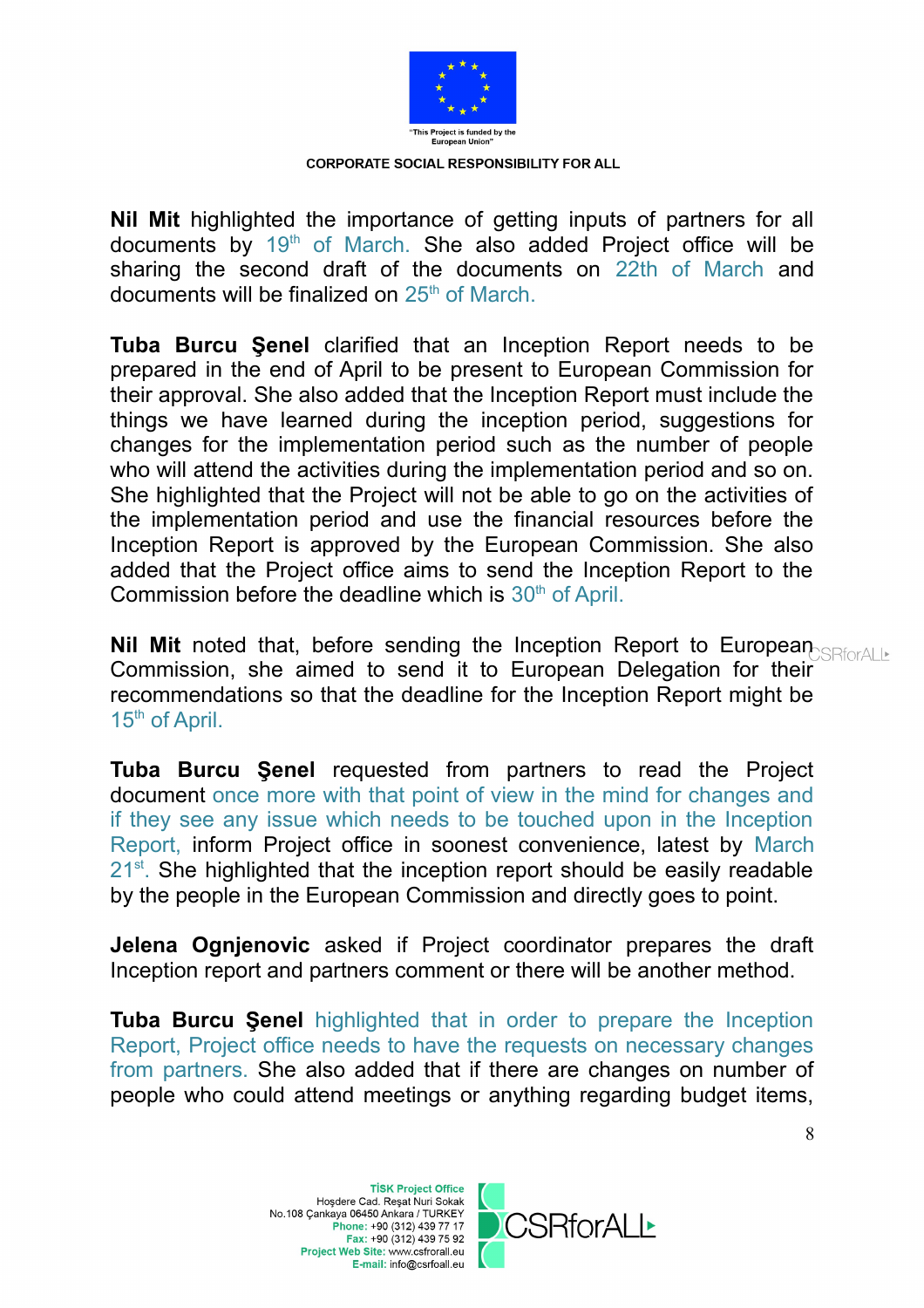**Nil Mit** highlighted the importance of getting inputs of partners for all documents by 19th of March. She also added Project office will be sharing the second draft of the documents on 22th of March and documents will be finalized on 25th of March.

**Tuba Burcu Şenel** clarified that an Inception Report needs to be prepared in the end of April to be present to European Commission for their approval. She also added that the Inception Report must include the things we have learned during the inception period, suggestions for changes for the implementation period such as the number of people who will attend the activities during the implementation period and so on. She highlighted that the Project will not be able to go on the activities of the implementation period and use the financial resources before the Inception Report is approved by the European Commission. She also added that the Project office aims to send the Inception Report to the Commission before the deadline which is 30th of April.

**Nil Mit** noted that, before sending the Inception Report to European Commission, she aimed to send it to European Delegation for their recommendations so that the deadline for the Inception Report might be 15th of April.

**Tuba Burcu Şenel** requested from partners to read the Project document once more with that point of view in the mind for changes and if they see any issue which needs to be touched upon in the Inception Report, inform Project office in soonest convenience, latest by March 21st. She highlighted that the inception report should be easily readable by the people in the European Commission and directly goes to point.

**Jelena Ognjenovic** asked if Project coordinator prepares the draft Inception report and partners comment or there will be another method.

**Tuba Burcu Şenel** highlighted that in order to prepare the Inception Report, Project office needs to have the requests on necessary changes from partners. She also added that if there are changes on number of people who could attend meetings or anything regarding budget items,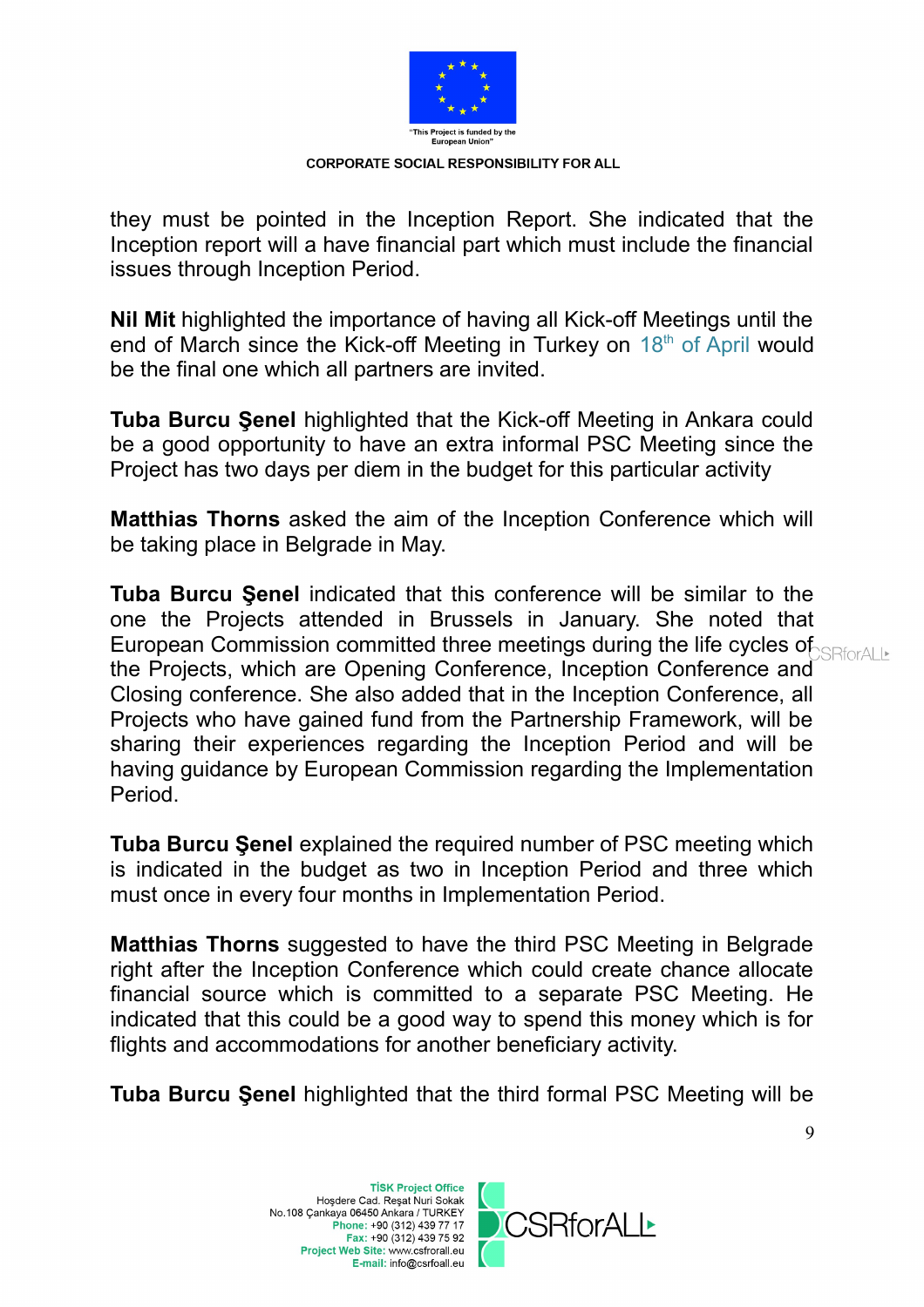they must be pointed in the Inception Report. She indicated that the Inception report will a have financial part which must include the financial issues through Inception Period.

**Nil Mit** highlighted the importance of having all Kick-off Meetings until the end of March since the Kick-off Meeting in Turkey on 18th of April would be the final one which all partners are invited.

**Tuba Burcu Şenel** highlighted that the Kick-off Meeting in Ankara could be a good opportunity to have an extra informal PSC Meeting since the Project has two days per diem in the budget for this particular activity

**Matthias Thorns** asked the aim of the Inception Conference which will be taking place in Belgrade in May.

**Tuba Burcu Şenel** indicated that this conference will be similar to the one the Projects attended in Brussels in January. She noted that European Commission committed three meetings during the life cycles of the Projects, which are Opening Conference, Inception Conference and Closing conference. She also added that in the Inception Conference, all Projects who have gained fund from the Partnership Framework, will be sharing their experiences regarding the Inception Period and will be having guidance by European Commission regarding the Implementation Period.

**Tuba Burcu Şenel** explained the required number of PSC meeting which is indicated in the budget as two in Inception Period and three which must once in every four months in Implementation Period.

**Matthias Thorns** suggested to have the third PSC Meeting in Belgrade right after the Inception Conference which could create chance allocate financial source which is committed to a separate PSC Meeting. He indicated that this could be a good way to spend this money which is for flights and accommodations for another beneficiary activity.

**Tuba Burcu Şenel** highlighted that the third formal PSC Meeting will be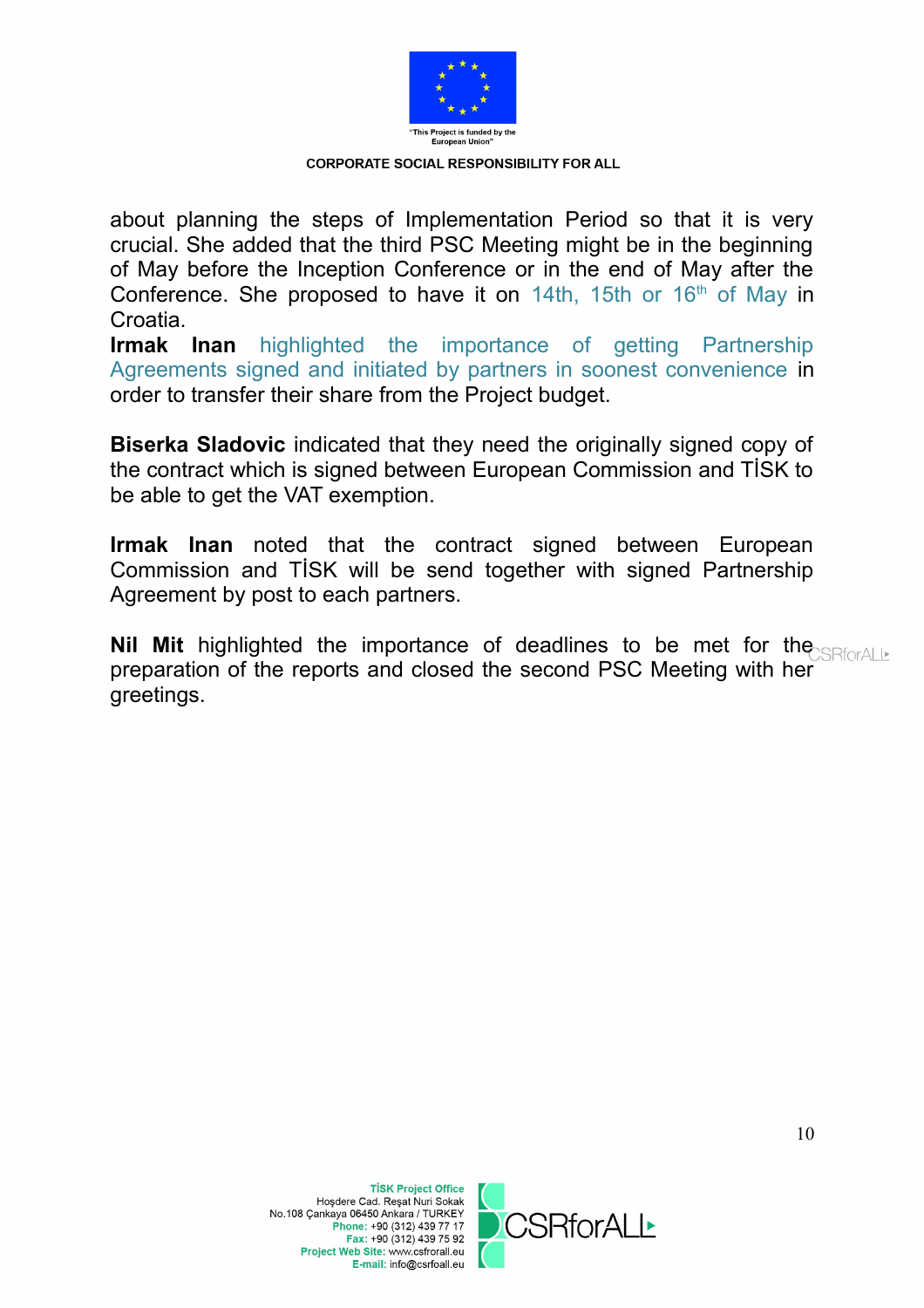about planning the steps of Implementation Period so that it is very crucial. She added that the third PSC Meeting might be in the beginning of May before the Inception Conference or in the end of May after the Conference. She proposed to have it on 14th, 15th or 16th of May in Croatia.

**Irmak Inan** highlighted the importance of getting Partnership Agreements signed and initiated by partners in soonest convenience in order to transfer their share from the Project budget.

**Biserka Sladovic** indicated that they need the originally signed copy of the contract which is signed between European Commission and TİSK to be able to get the VAT exemption.

**Irmak Inan** noted that the contract signed between European Commission and TİSK will be send together with signed Partnership Agreement by post to each partners.

**Nil Mit** highlighted the importance of deadlines to be met for the preparation of the reports and closed the second PSC Meeting with her greetings.